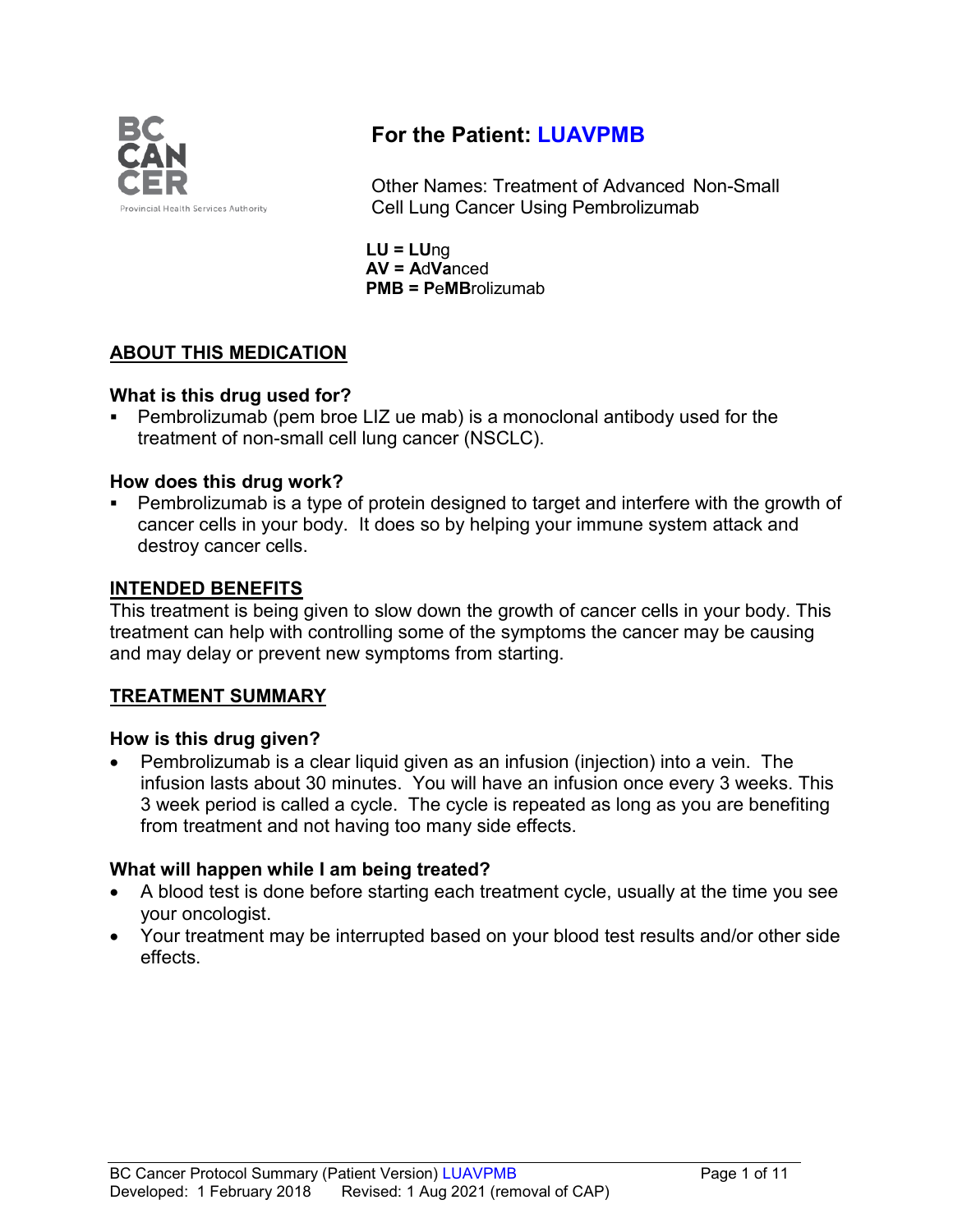BC CANCER
Provincial Health Services Authority

# For the Patient: LUAVPMB

Other Names: Treatment of Advanced Non-Small Cell Lung Cancer Using Pembrolizumab

**LU = LU**ng
**AV = A**d**Va**nced
**PMB = P**e**MB**rolizumab

## ABOUT THIS MEDICATION

### What is this drug used for?

- Pembrolizumab (pem broe LIZ ue mab) is a monoclonal antibody used for the treatment of non-small cell lung cancer (NSCLC).

### How does this drug work?

- Pembrolizumab is a type of protein designed to target and interfere with the growth of cancer cells in your body. It does so by helping your immune system attack and destroy cancer cells.

## INTENDED BENEFITS

This treatment is being given to slow down the growth of cancer cells in your body. This treatment can help with controlling some of the symptoms the cancer may be causing and may delay or prevent new symptoms from starting.

## TREATMENT SUMMARY

### How is this drug given?

- Pembrolizumab is a clear liquid given as an infusion (injection) into a vein. The infusion lasts about 30 minutes. You will have an infusion once every 3 weeks. This 3 week period is called a cycle. The cycle is repeated as long as you are benefiting from treatment and not having too many side effects.

### What will happen while I am being treated?

- A blood test is done before starting each treatment cycle, usually at the time you see your oncologist.
- Your treatment may be interrupted based on your blood test results and/or other side effects.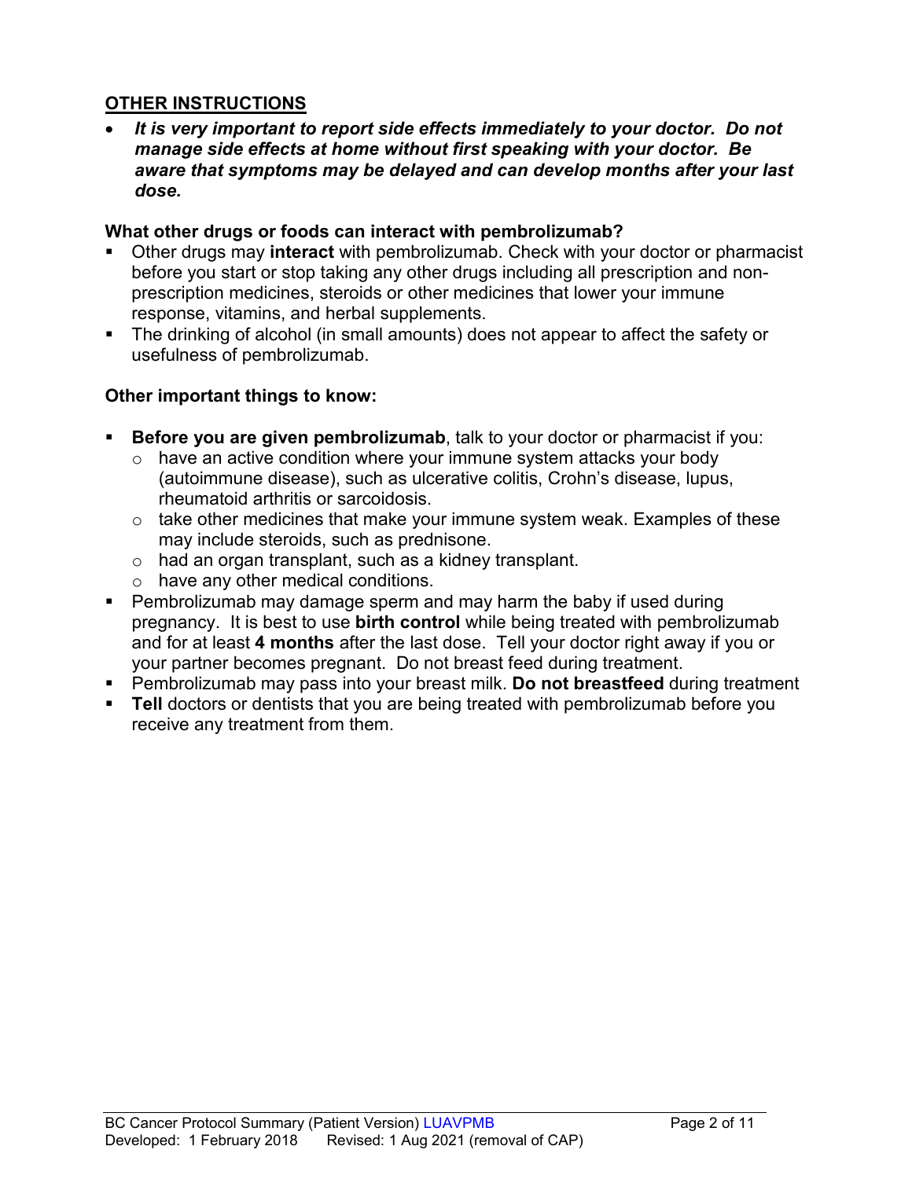## OTHER INSTRUCTIONS

- ***It is very important to report side effects immediately to your doctor. Do not manage side effects at home without first speaking with your doctor. Be aware that symptoms may be delayed and can develop months after your last dose.***

**What other drugs or foods can interact with pembrolizumab?**

- Other drugs may **interact** with pembrolizumab. Check with your doctor or pharmacist before you start or stop taking any other drugs including all prescription and non-prescription medicines, steroids or other medicines that lower your immune response, vitamins, and herbal supplements.
- The drinking of alcohol (in small amounts) does not appear to affect the safety or usefulness of pembrolizumab.

**Other important things to know:**

- **Before you are given pembrolizumab**, talk to your doctor or pharmacist if you:
  - have an active condition where your immune system attacks your body (autoimmune disease), such as ulcerative colitis, Crohn's disease, lupus, rheumatoid arthritis or sarcoidosis.
  - take other medicines that make your immune system weak. Examples of these may include steroids, such as prednisone.
  - had an organ transplant, such as a kidney transplant.
  - have any other medical conditions.
- Pembrolizumab may damage sperm and may harm the baby if used during pregnancy. It is best to use **birth control** while being treated with pembrolizumab and for at least **4 months** after the last dose. Tell your doctor right away if you or your partner becomes pregnant. Do not breast feed during treatment.
- Pembrolizumab may pass into your breast milk. **Do not breastfeed** during treatment
- **Tell** doctors or dentists that you are being treated with pembrolizumab before you receive any treatment from them.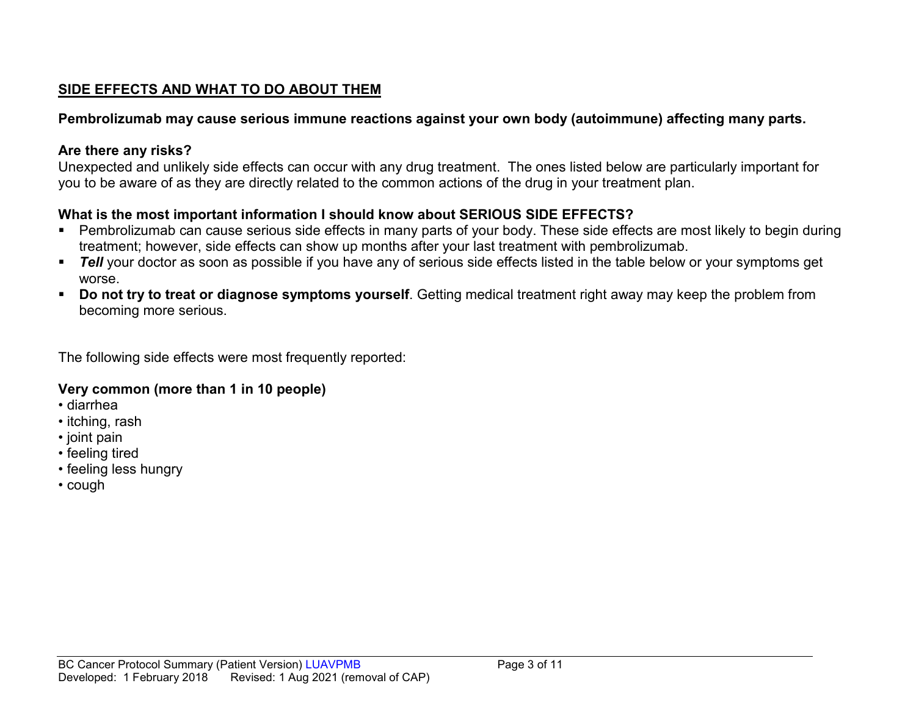## SIDE EFFECTS AND WHAT TO DO ABOUT THEM

**Pembrolizumab may cause serious immune reactions against your own body (autoimmune) affecting many parts.**

**Are there any risks?**

Unexpected and unlikely side effects can occur with any drug treatment. The ones listed below are particularly important for you to be aware of as they are directly related to the common actions of the drug in your treatment plan.

**What is the most important information I should know about SERIOUS SIDE EFFECTS?**

- Pembrolizumab can cause serious side effects in many parts of your body. These side effects are most likely to begin during treatment; however, side effects can show up months after your last treatment with pembrolizumab.
- ***Tell*** your doctor as soon as possible if you have any of serious side effects listed in the table below or your symptoms get worse.
- **Do not try to treat or diagnose symptoms yourself**. Getting medical treatment right away may keep the problem from becoming more serious.

The following side effects were most frequently reported:

**Very common (more than 1 in 10 people)**

- diarrhea
- itching, rash
- joint pain
- feeling tired
- feeling less hungry
- cough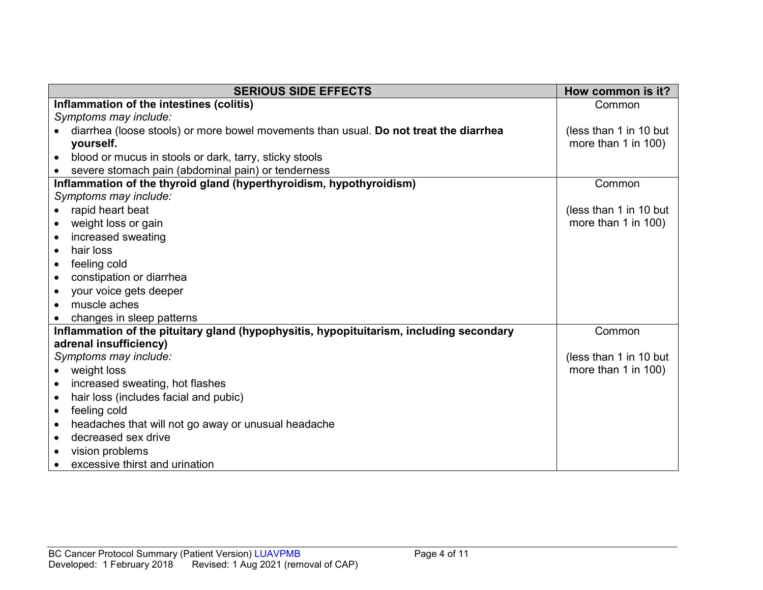| SERIOUS SIDE EFFECTS | How common is it? |
| --- | --- |
| **Inflammation of the intestines (colitis)**<br>*Symptoms may include:*<br>• diarrhea (loose stools) or more bowel movements than usual. **Do not treat the diarrhea yourself.**<br>• blood or mucus in stools or dark, tarry, sticky stools<br>• severe stomach pain (abdominal pain) or tenderness | Common<br><br>(less than 1 in 10 but more than 1 in 100) |
| **Inflammation of the thyroid gland (hyperthyroidism, hypothyroidism)**<br>*Symptoms may include:*<br>• rapid heart beat<br>• weight loss or gain<br>• increased sweating<br>• hair loss<br>• feeling cold<br>• constipation or diarrhea<br>• your voice gets deeper<br>• muscle aches<br>• changes in sleep patterns | Common<br><br>(less than 1 in 10 but more than 1 in 100) |
| **Inflammation of the pituitary gland (hypophysitis, hypopituitarism, including secondary adrenal insufficiency)**<br>*Symptoms may include:*<br>• weight loss<br>• increased sweating, hot flashes<br>• hair loss (includes facial and pubic)<br>• feeling cold<br>• headaches that will not go away or unusual headache<br>• decreased sex drive<br>• vision problems<br>• excessive thirst and urination | Common<br><br>(less than 1 in 10 but more than 1 in 100) |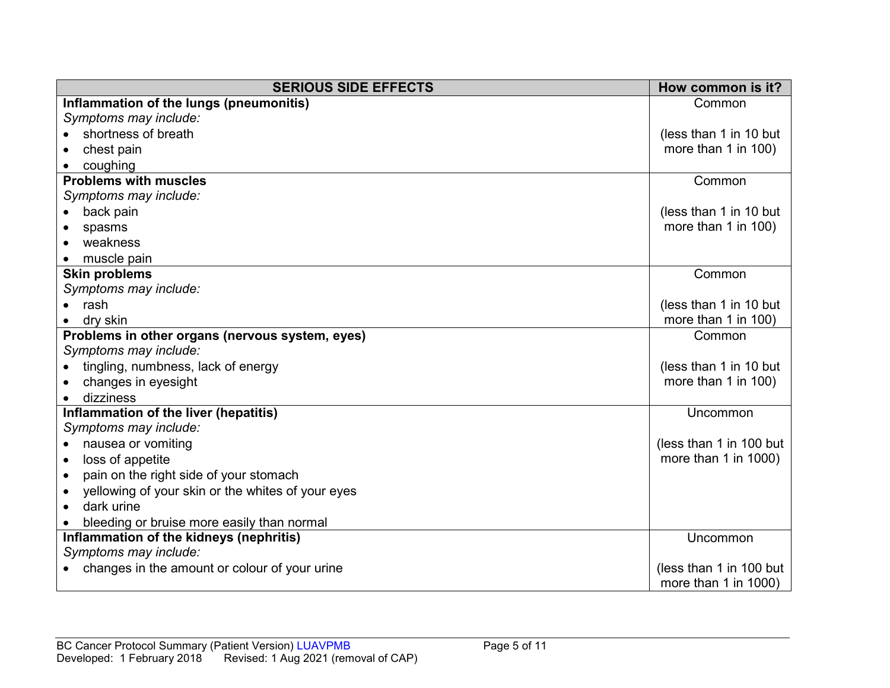| SERIOUS SIDE EFFECTS | How common is it? |
|---|---|
| **Inflammation of the lungs (pneumonitis)**<br>*Symptoms may include:*<br>• shortness of breath<br>• chest pain<br>• coughing | Common<br><br>(less than 1 in 10 but more than 1 in 100) |
| **Problems with muscles**<br>*Symptoms may include:*<br>• back pain<br>• spasms<br>• weakness<br>• muscle pain | Common<br><br>(less than 1 in 10 but more than 1 in 100) |
| **Skin problems**<br>*Symptoms may include:*<br>• rash<br>• dry skin | Common<br><br>(less than 1 in 10 but more than 1 in 100) |
| **Problems in other organs (nervous system, eyes)**<br>*Symptoms may include:*<br>• tingling, numbness, lack of energy<br>• changes in eyesight<br>• dizziness | Common<br><br>(less than 1 in 10 but more than 1 in 100) |
| **Inflammation of the liver (hepatitis)**<br>*Symptoms may include:*<br>• nausea or vomiting<br>• loss of appetite<br>• pain on the right side of your stomach<br>• yellowing of your skin or the whites of your eyes<br>• dark urine<br>• bleeding or bruise more easily than normal | Uncommon<br><br>(less than 1 in 100 but more than 1 in 1000) |
| **Inflammation of the kidneys (nephritis)**<br>*Symptoms may include:*<br>• changes in the amount or colour of your urine | Uncommon<br><br>(less than 1 in 100 but more than 1 in 1000) |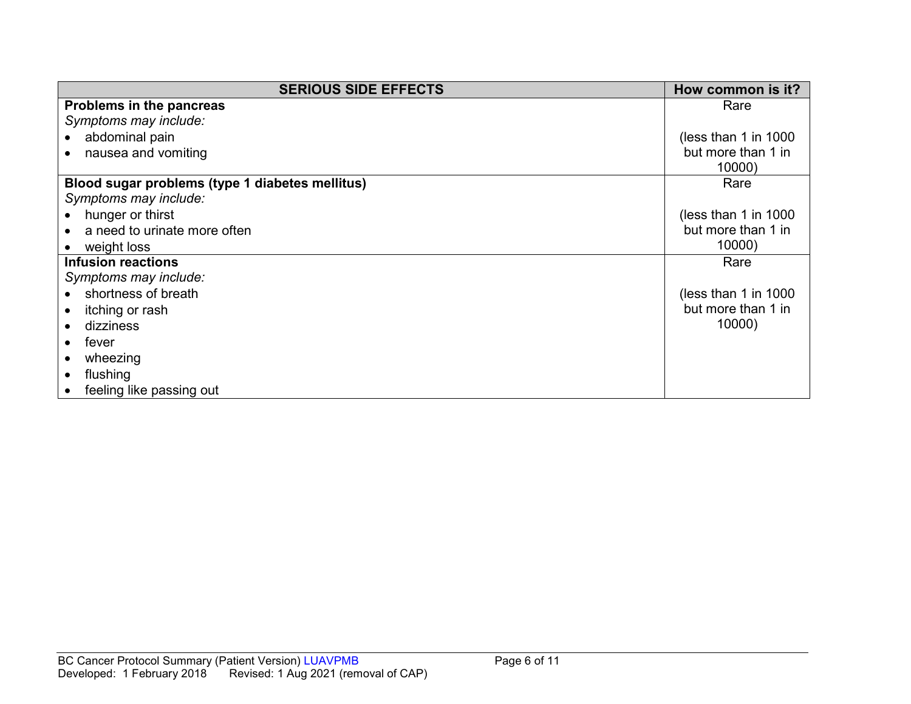| SERIOUS SIDE EFFECTS | How common is it? |
|---|---|
| **Problems in the pancreas**<br>*Symptoms may include:*<br>• abdominal pain<br>• nausea and vomiting | Rare<br><br>(less than 1 in 1000 but more than 1 in 10000) |
| **Blood sugar problems (type 1 diabetes mellitus)**<br>*Symptoms may include:*<br>• hunger or thirst<br>• a need to urinate more often<br>• weight loss | Rare<br><br>(less than 1 in 1000 but more than 1 in 10000) |
| **Infusion reactions**<br>*Symptoms may include:*<br>• shortness of breath<br>• itching or rash<br>• dizziness<br>• fever<br>• wheezing<br>• flushing<br>• feeling like passing out | Rare<br><br>(less than 1 in 1000 but more than 1 in 10000) |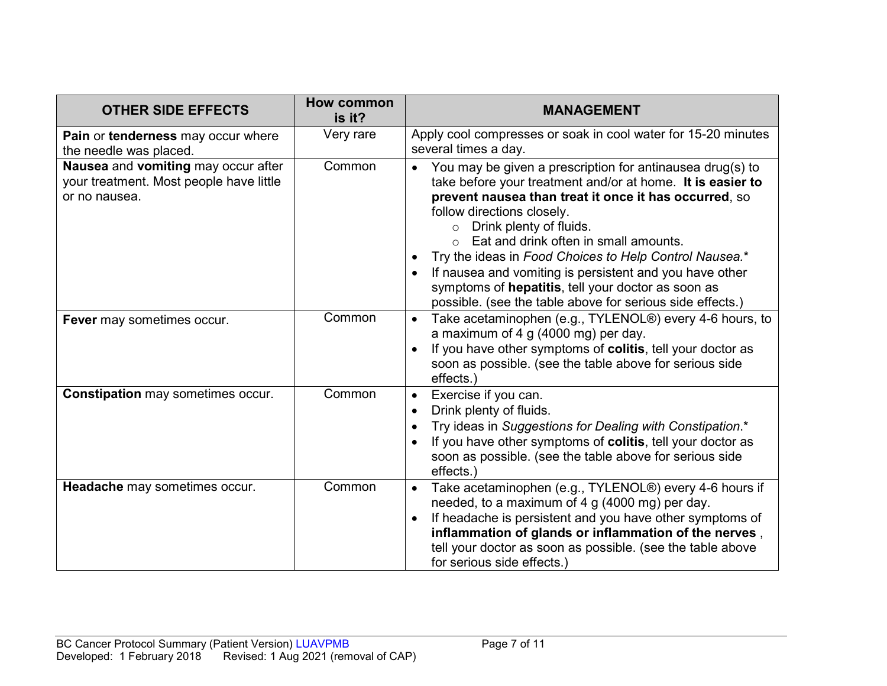| OTHER SIDE EFFECTS | How common is it? | MANAGEMENT |
|---|---|---|
| **Pain** or **tenderness** may occur where the needle was placed. | Very rare | Apply cool compresses or soak in cool water for 15-20 minutes several times a day. |
| **Nausea** and **vomiting** may occur after your treatment. Most people have little or no nausea. | Common | • You may be given a prescription for antinausea drug(s) to take before your treatment and/or at home. **It is easier to prevent nausea than treat it once it has occurred**, so follow directions closely.<br>  ○ Drink plenty of fluids.<br>  ○ Eat and drink often in small amounts.<br>• Try the ideas in *Food Choices to Help Control Nausea.**<br>• If nausea and vomiting is persistent and you have other symptoms of **hepatitis**, tell your doctor as soon as possible. (see the table above for serious side effects.) |
| **Fever** may sometimes occur. | Common | • Take acetaminophen (e.g., TYLENOL®) every 4-6 hours, to a maximum of 4 g (4000 mg) per day.<br>• If you have other symptoms of **colitis**, tell your doctor as soon as possible. (see the table above for serious side effects.) |
| **Constipation** may sometimes occur. | Common | • Exercise if you can.<br>• Drink plenty of fluids.<br>• Try ideas in *Suggestions for Dealing with Constipation.**<br>• If you have other symptoms of **colitis**, tell your doctor as soon as possible. (see the table above for serious side effects.) |
| **Headache** may sometimes occur. | Common | • Take acetaminophen (e.g., TYLENOL®) every 4-6 hours if needed, to a maximum of 4 g (4000 mg) per day.<br>• If headache is persistent and you have other symptoms of **inflammation of glands or inflammation of the nerves** , tell your doctor as soon as possible. (see the table above for serious side effects.) |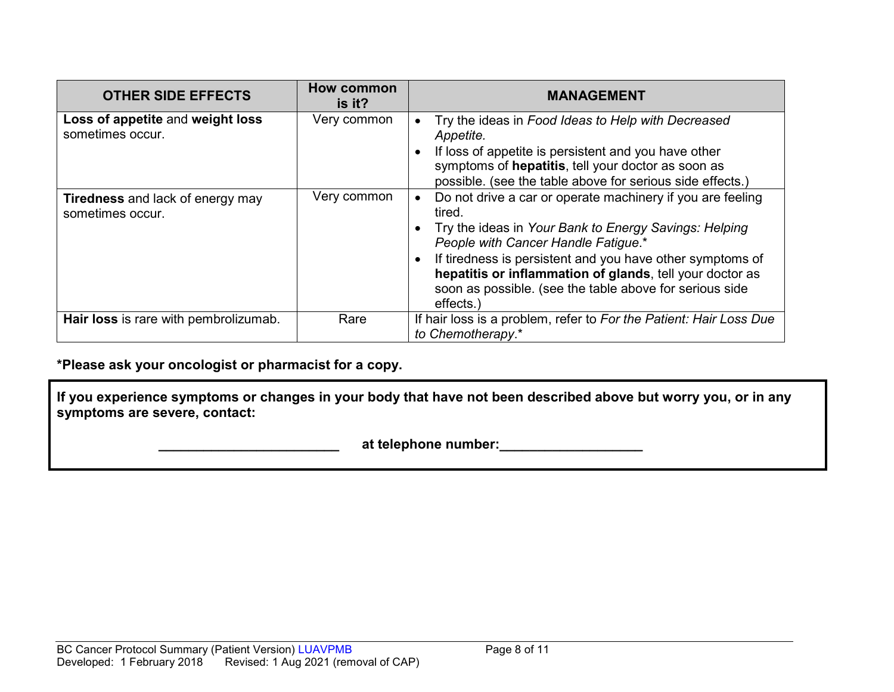| OTHER SIDE EFFECTS | How common is it? | MANAGEMENT |
|---|---|---|
| **Loss of appetite** and **weight loss** sometimes occur. | Very common | • Try the ideas in *Food Ideas to Help with Decreased Appetite.*<br>• If loss of appetite is persistent and you have other symptoms of **hepatitis**, tell your doctor as soon as possible. (see the table above for serious side effects.) |
| **Tiredness** and lack of energy may sometimes occur. | Very common | • Do not drive a car or operate machinery if you are feeling tired.<br>• Try the ideas in *Your Bank to Energy Savings: Helping People with Cancer Handle Fatigue*.*<br>• If tiredness is persistent and you have other symptoms of **hepatitis or inflammation of glands**, tell your doctor as soon as possible. (see the table above for serious side effects.) |
| **Hair loss** is rare with pembrolizumab. | Rare | If hair loss is a problem, refer to *For the Patient: Hair Loss Due to Chemotherapy*.* |

***Please ask your oncologist or pharmacist for a copy.**

**If you experience symptoms or changes in your body that have not been described above but worry you, or in any symptoms are severe, contact:**

**________________________ at telephone number:___________________**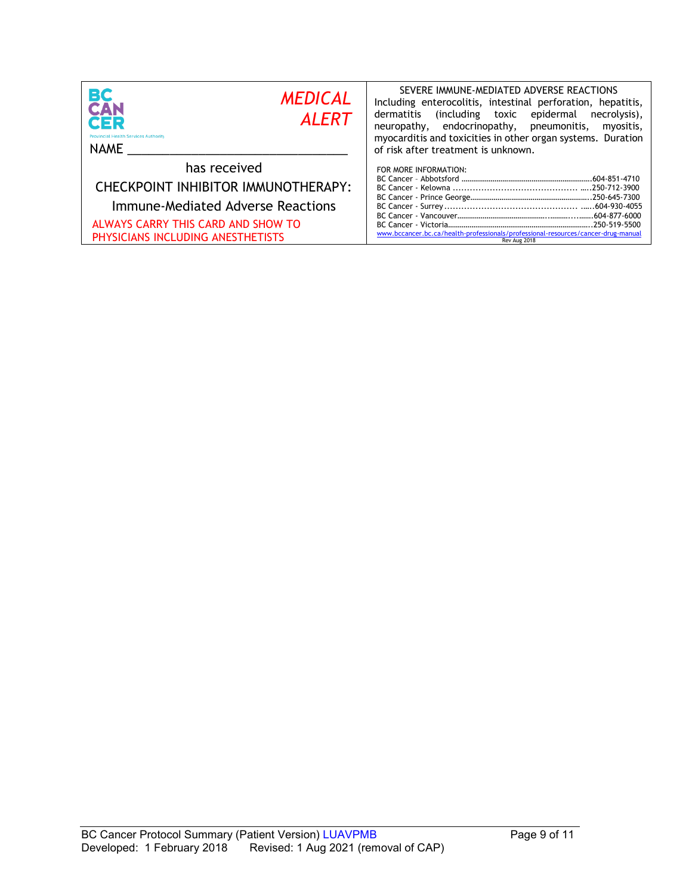BC CANCER

Provincial Health Services Authority

*MEDICAL ALERT*

NAME ________________________________

has received

CHECKPOINT INHIBITOR IMMUNOTHERAPY:

Immune-Mediated Adverse Reactions

ALWAYS CARRY THIS CARD AND SHOW TO PHYSICIANS INCLUDING ANESTHETISTS

SEVERE IMMUNE-MEDIATED ADVERSE REACTIONS

Including enterocolitis, intestinal perforation, hepatitis, dermatitis (including toxic epidermal necrolysis), neuropathy, endocrinopathy, pneumonitis, myositis, myocarditis and toxicities in other organ systems. Duration of risk after treatment is unknown.

FOR MORE INFORMATION:

BC Cancer – Abbotsford ........................................604-851-4710
BC Cancer - Kelowna ........................................250-712-3900
BC Cancer - Prince George........................................250-645-7300
BC Cancer - Surrey........................................604-930-4055
BC Cancer - Vancouver........................................604-877-6000
BC Cancer - Victoria........................................250-519-5500

www.bccancer.bc.ca/health-professionals/professional-resources/cancer-drug-manual

Rev Aug 2018

BC Cancer Protocol Summary (Patient Version) LUAVPMB

Developed: 1 February 2018 Revised: 1 Aug 2021 (removal of CAP)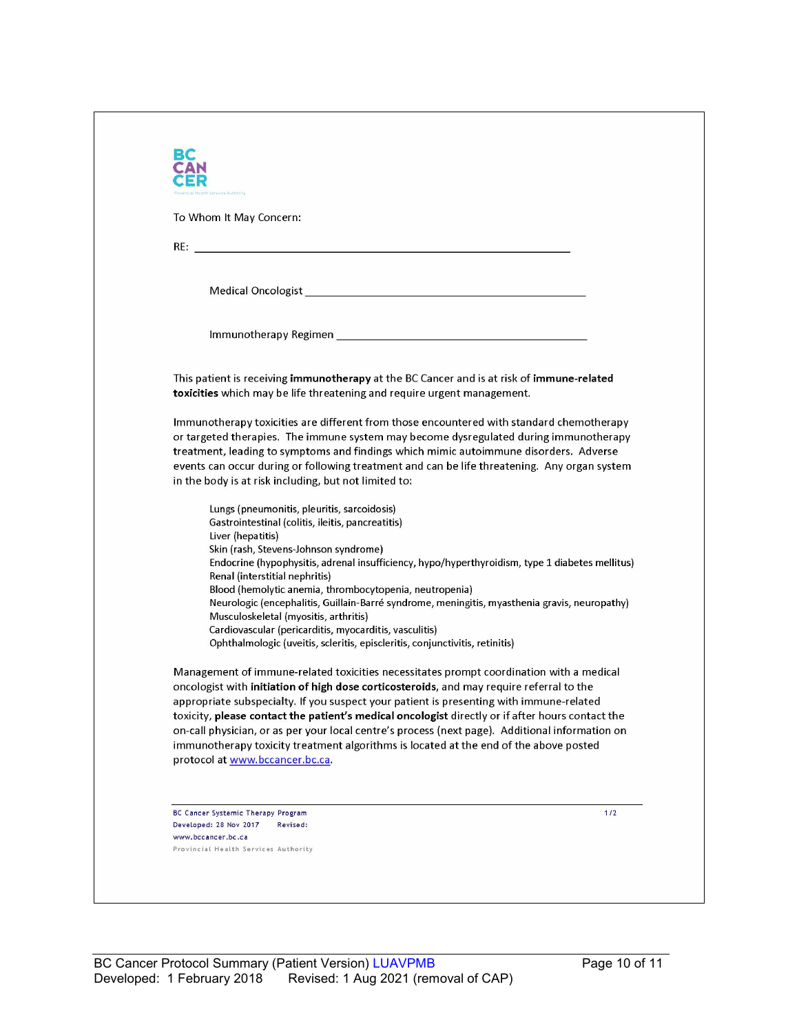BC CANCER

To Whom It May Concern:

RE: ____________________________________________

Medical Oncologist ____________________________________

Immunotherapy Regimen ________________________________

This patient is receiving **immunotherapy** at the BC Cancer and is at risk of **immune-related toxicities** which may be life threatening and require urgent management.

Immunotherapy toxicities are different from those encountered with standard chemotherapy or targeted therapies. The immune system may become dysregulated during immunotherapy treatment, leading to symptoms and findings which mimic autoimmune disorders. Adverse events can occur during or following treatment and can be life threatening. Any organ system in the body is at risk including, but not limited to:

- Lungs (pneumonitis, pleuritis, sarcoidosis)
- Gastrointestinal (colitis, ileitis, pancreatitis)
- Liver (hepatitis)
- Skin (rash, Stevens-Johnson syndrome)
- Endocrine (hypophysitis, adrenal insufficiency, hypo/hyperthyroidism, type 1 diabetes mellitus)
- Renal (interstitial nephritis)
- Blood (hemolytic anemia, thrombocytopenia, neutropenia)
- Neurologic (encephalitis, Guillain-Barré syndrome, meningitis, myasthenia gravis, neuropathy)
- Musculoskeletal (myositis, arthritis)
- Cardiovascular (pericarditis, myocarditis, vasculitis)
- Ophthalmologic (uveitis, scleritis, episcleritis, conjunctivitis, retinitis)

Management of immune-related toxicities necessitates prompt coordination with a medical oncologist with **initiation of high dose corticosteroids**, and may require referral to the appropriate subspecialty. If you suspect your patient is presenting with immune-related toxicity, **please contact the patient's medical oncologist** directly or if after hours contact the on-call physician, or as per your local centre's process (next page). Additional information on immunotherapy toxicity treatment algorithms is located at the end of the above posted protocol at www.bccancer.bc.ca.

BC Cancer Systemic Therapy Program
Developed: 28 Nov 2017 Revised:
www.bccancer.bc.ca
Provincial Health Services Authority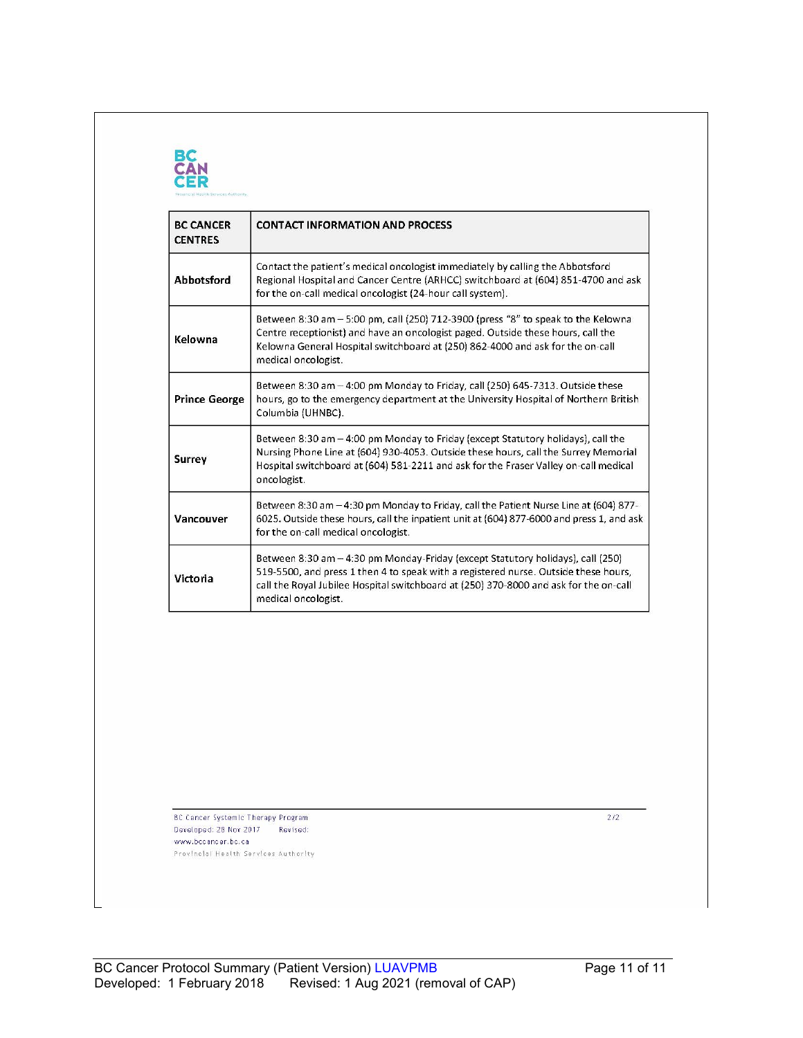| BC CANCER CENTRES | CONTACT INFORMATION AND PROCESS |
|---|---|
| **Abbotsford** | Contact the patient's medical oncologist immediately by calling the Abbotsford Regional Hospital and Cancer Centre (ARHCC) switchboard at (604) 851-4700 and ask for the on-call medical oncologist (24-hour call system). |
| **Kelowna** | Between 8:30 am – 5:00 pm, call (250) 712-3900 (press "8" to speak to the Kelowna Centre receptionist) and have an oncologist paged. Outside these hours, call the Kelowna General Hospital switchboard at (250) 862-4000 and ask for the on-call medical oncologist. |
| **Prince George** | Between 8:30 am – 4:00 pm Monday to Friday, call (250) 645-7313. Outside these hours, go to the emergency department at the University Hospital of Northern British Columbia (UHNBC). |
| **Surrey** | Between 8:30 am – 4:00 pm Monday to Friday (except Statutory holidays), call the Nursing Phone Line at (604) 930-4053. Outside these hours, call the Surrey Memorial Hospital switchboard at (604) 581-2211 and ask for the Fraser Valley on-call medical oncologist. |
| **Vancouver** | Between 8:30 am – 4:30 pm Monday to Friday, call the Patient Nurse Line at (604) 877-6025. Outside these hours, call the inpatient unit at (604) 877-6000 and press 1, and ask for the on-call medical oncologist. |
| **Victoria** | Between 8:30 am – 4:30 pm Monday-Friday (except Statutory holidays), call (250) 519-5500, and press 1 then 4 to speak with a registered nurse. Outside these hours, call the Royal Jubilee Hospital switchboard at (250) 370-8000 and ask for the on-call medical oncologist. |

BC Cancer Systemic Therapy Program
Developed: 28 Nov 2017 Revised:
www.bccancer.bc.ca
Provincial Health Services Authority